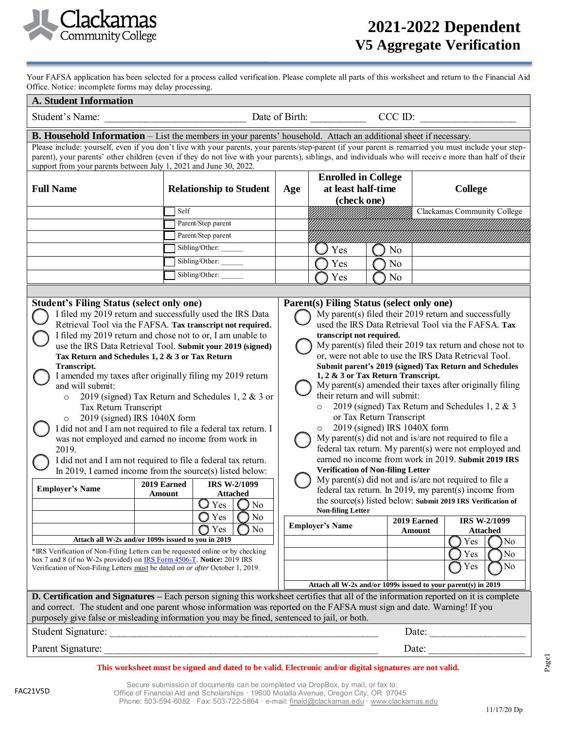Clackamas Community College

# 2021-2022 Dependent V5 Aggregate Verification

Your FAFSA application has been selected for a process called verification. Please complete all parts of this worksheet and return to the Financial Aid Office. Notice: incomplete forms may delay processing.

## A. Student Information

Student's Name: ___________________________ Date of Birth: __________ CCC ID: __________________

## B. Household Information – List the members in your parents' household. Attach an additional sheet if necessary.

Please include: yourself, even if you don't live with your parents, your parents/step-parent (if your parent is remarried you must include your step-parent), your parents' other children (even if they do not live with your parents), siblings, and individuals who will receive more than half of their support from your parents between July 1, 2021 and June 30, 2022.

| Full Name | Relationship to Student | Age | Enrolled in College at least half-time (check one) | | College |
|---|---|---|---|---|---|
| | ☐ Self | | | | Clackamas Community College |
| | ☐ Parent/Step parent | | | | |
| | ☐ Parent/Step parent | | | | |
| | ☐ Sibling/Other: _____ | | ◯ Yes | ◯ No | |
| | ☐ Sibling/Other: _____ | | ◯ Yes | ◯ No | |
| | ☐ Sibling/Other: _____ | | ◯ Yes | ◯ No | |

### Student's Filing Status (select only one)

◯ I filed my 2019 return and successfully used the IRS Data Retrieval Tool via the FAFSA. **Tax transcript not required.**

◯ I filed my 2019 return and chose not to or, I am unable to use the IRS Data Retrieval Tool. **Submit your 2019 (signed) Tax Return and Schedules 1, 2 & 3 or Tax Return Transcript.**

◯ I amended my taxes after originally filing my 2019 return and will submit:
- 2019 (signed) Tax Return and Schedules 1, 2 & 3 or Tax Return Transcript
- 2019 (signed) IRS 1040X form

◯ I did not and I am not required to file a federal tax return. I was not employed and earned no income from work in 2019.

◯ I did not and I am not required to file a federal tax return. In 2019, I earned income from the source(s) listed below:

| Employer's Name | 2019 Earned Amount | IRS W-2/1099 Attached | |
|---|---|---|---|
| | | ◯ Yes | ◯ No |
| | | ◯ Yes | ◯ No |
| | | ◯ Yes | ◯ No |

**Attach all W-2s and/or 1099s issued to you in 2019**

*IRS Verification of Non-Filing Letters can be requested online or by checking box 7 and 8 (if no W-2s provided) on IRS Form 4506-T. **Notice:** 2019 IRS Verification of Non-Filing Letters must be dated *on or after* October 1, 2019.

### Parent(s) Filing Status (select only one)

◯ My parent(s) filed their 2019 return and successfully used the IRS Data Retrieval Tool via the FAFSA. **Tax transcript not required.**

◯ My parent(s) filed their 2019 tax return and chose not to or, were not able to use the IRS Data Retrieval Tool. **Submit parent's 2019 (signed) Tax Return and Schedules 1, 2 & 3 or Tax Return Transcript.**

◯ My parent(s) amended their taxes after originally filing their return and will submit:
- 2019 (signed) Tax Return and Schedules 1, 2 & 3 or Tax Return Transcript
- 2019 (signed) IRS 1040X form

◯ My parent(s) did not and is/are not required to file a federal tax return. My parent(s) were not employed and earned no income from work in 2019. **Submit 2019 IRS Verification of Non-filing Letter**

◯ My parent(s) did not and is/are not required to file a federal tax return. In 2019, my parent(s) income from the source(s) listed below: **Submit 2019 IRS Verification of Non-filing Letter**

| Employer's Name | 2019 Earned Amount | IRS W-2/1099 Attached | |
|---|---|---|---|
| | | ◯ Yes | ◯ No |
| | | ◯ Yes | ◯ No |
| | | ◯ Yes | ◯ No |

**Attach all W-2s and/or 1099s issued to your parent(s) in 2019**

## D. Certification and Signatures – Each person signing this worksheet certifies that all of the information reported on it is complete and correct. The student and one parent whose information was reported on the FAFSA must sign and date. Warning! If you purposely give false or misleading information you may be fined, sentenced to jail, or both.

Student Signature: ____________________________________________________ Date: __________________

Parent Signature: _____________________________________________________ Date: __________________

**This worksheet must be signed and dated to be valid. Electronic and/or digital signatures are not valid.**

FAC21V5D

Secure submission of documents can be completed via DropBox, by mail, or fax to:
Office of Financial Aid and Scholarships · 19600 Molalla Avenue, Oregon City, OR 97045
Phone: 503-594-6082 · Fax: 503-722-5864 · e-mail: finaid@clackamas.edu · www.clackamas.edu

11/17/20 Dp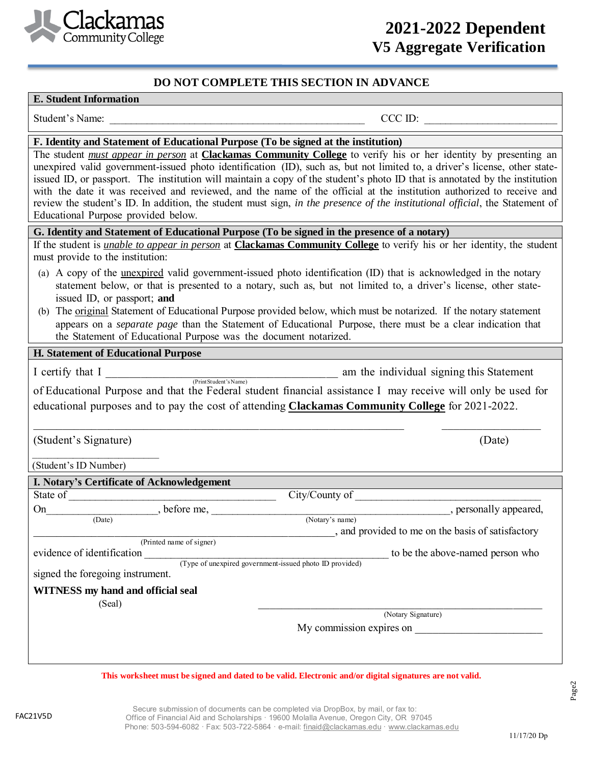Clackamas Community College

# 2021-2022 Dependent V5 Aggregate Verification

## DO NOT COMPLETE THIS SECTION IN ADVANCE

### E. Student Information

Student's Name: _______________________________________________ CCC ID: ________________________

### F. Identity and Statement of Educational Purpose (To be signed at the institution)

The student *must appear in person* at **Clackamas Community College** to verify his or her identity by presenting an unexpired valid government-issued photo identification (ID), such as, but not limited to, a driver's license, other state-issued ID, or passport. The institution will maintain a copy of the student's photo ID that is annotated by the institution with the date it was received and reviewed, and the name of the official at the institution authorized to receive and review the student's ID. In addition, the student must sign, *in the presence of the institutional official*, the Statement of Educational Purpose provided below.

### G. Identity and Statement of Educational Purpose (To be signed in the presence of a notary)

If the student is *unable to appear in person* at **Clackamas Community College** to verify his or her identity, the student must provide to the institution:

(a) A copy of the unexpired valid government-issued photo identification (ID) that is acknowledged in the notary statement below, or that is presented to a notary, such as, but not limited to, a driver's license, other state-issued ID, or passport; **and**

(b) The original Statement of Educational Purpose provided below, which must be notarized. If the notary statement appears on a *separate page* than the Statement of Educational Purpose, there must be a clear indication that the Statement of Educational Purpose was the document notarized.

### H. Statement of Educational Purpose

I certify that I ________________________________________ am the individual signing this Statement
(Print Student's Name)

of Educational Purpose and that the Federal student financial assistance I may receive will only be used for educational purposes and to pay the cost of attending **Clackamas Community College** for 2021-2022.

_______________________________________________________________ __________________

(Student's Signature) (Date)

______________________

(Student's ID Number)

### I. Notary's Certificate of Acknowledgement

State of ____________________________________ City/County of __________________________________

On____________________ (Date), before me, ____________________________________________ (Notary's name), personally appeared,

_____________________________________________________ (Printed name of signer), and provided to me on the basis of satisfactory evidence of identification ____________________________________________ (Type of unexpired government-issued photo ID provided) to be the above-named person who signed the foregoing instrument.

**WITNESS my hand and official seal**

(Seal)

__________________________________________________
(Notary Signature)

My commission expires on _______________________

**This worksheet must be signed and dated to be valid. Electronic and/or digital signatures are not valid.**

FAC21V5D

Secure submission of documents can be completed via DropBox, by mail, or fax to:
Office of Financial Aid and Scholarships · 19600 Molalla Avenue, Oregon City, OR 97045
Phone: 503-594-6082 · Fax: 503-722-5864 · e-mail: finaid@clackamas.edu · www.clackamas.edu

11/17/20 Dp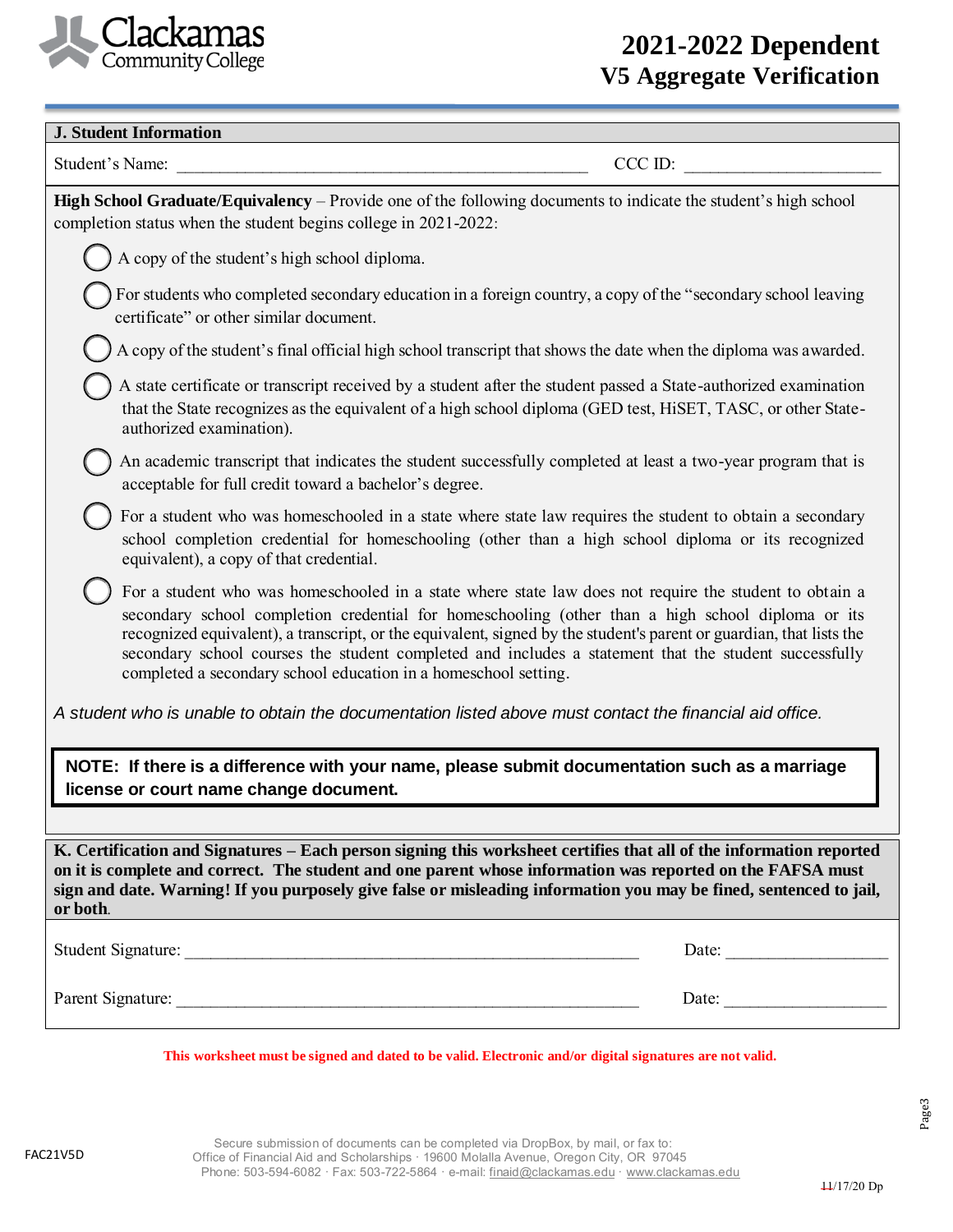Clackamas Community College

# 2021-2022 Dependent V5 Aggregate Verification

## J. Student Information

Student's Name: ______________________________ CCC ID: ____________________

**High School Graduate/Equivalency** – Provide one of the following documents to indicate the student's high school completion status when the student begins college in 2021-2022:

- ◯ A copy of the student's high school diploma.
- ◯ For students who completed secondary education in a foreign country, a copy of the "secondary school leaving certificate" or other similar document.
- ◯ A copy of the student's final official high school transcript that shows the date when the diploma was awarded.
- ◯ A state certificate or transcript received by a student after the student passed a State-authorized examination that the State recognizes as the equivalent of a high school diploma (GED test, HiSET, TASC, or other State-authorized examination).
- ◯ An academic transcript that indicates the student successfully completed at least a two-year program that is acceptable for full credit toward a bachelor's degree.
- ◯ For a student who was homeschooled in a state where state law requires the student to obtain a secondary school completion credential for homeschooling (other than a high school diploma or its recognized equivalent), a copy of that credential.
- ◯ For a student who was homeschooled in a state where state law does not require the student to obtain a secondary school completion credential for homeschooling (other than a high school diploma or its recognized equivalent), a transcript, or the equivalent, signed by the student's parent or guardian, that lists the secondary school courses the student completed and includes a statement that the student successfully completed a secondary school education in a homeschool setting.

*A student who is unable to obtain the documentation listed above must contact the financial aid office.*

**NOTE: If there is a difference with your name, please submit documentation such as a marriage license or court name change document.**

## K. Certification and Signatures

**K. Certification and Signatures – Each person signing this worksheet certifies that all of the information reported on it is complete and correct. The student and one parent whose information was reported on the FAFSA must sign and date. Warning! If you purposely give false or misleading information you may be fined, sentenced to jail, or both.**

Student Signature: ______________________________ Date: ______________

Parent Signature: ______________________________ Date: ______________

**This worksheet must be signed and dated to be valid. Electronic and/or digital signatures are not valid.**

FAC21V5D

Secure submission of documents can be completed via DropBox, by mail, or fax to:
Office of Financial Aid and Scholarships · 19600 Molalla Avenue, Oregon City, OR 97045
Phone: 503-594-6082 · Fax: 503-722-5864 · e-mail: finaid@clackamas.edu · www.clackamas.edu

11/17/20 Dp